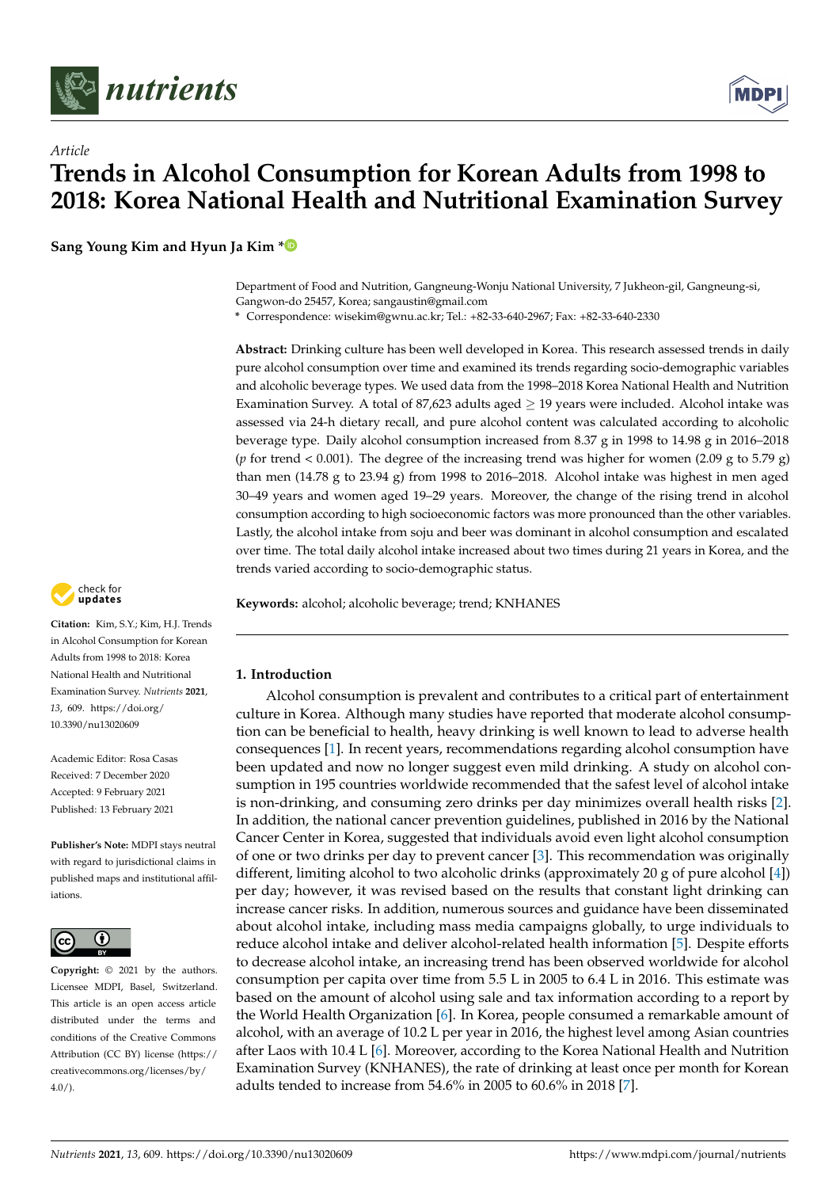*Article*

# Trends in Alcohol Consumption for Korean Adults from 1998 to 2018: Korea National Health and Nutritional Examination Survey

**Sang Young Kim and Hyun Ja Kim ***

Department of Food and Nutrition, Gangneung-Wonju National University, 7 Jukheon-gil, Gangneung-si, Gangwon-do 25457, Korea; sangaustin@gmail.com
* Correspondence: wisekim@gwnu.ac.kr; Tel.: +82-33-640-2967; Fax: +82-33-640-2330

**Abstract:** Drinking culture has been well developed in Korea. This research assessed trends in daily pure alcohol consumption over time and examined its trends regarding socio-demographic variables and alcoholic beverage types. We used data from the 1998–2018 Korea National Health and Nutrition Examination Survey. A total of 87,623 adults aged ≥ 19 years were included. Alcohol intake was assessed via 24-h dietary recall, and pure alcohol content was calculated according to alcoholic beverage type. Daily alcohol consumption increased from 8.37 g in 1998 to 14.98 g in 2016–2018 ($p$ for trend < 0.001). The degree of the increasing trend was higher for women (2.09 g to 5.79 g) than men (14.78 g to 23.94 g) from 1998 to 2016–2018. Alcohol intake was highest in men aged 30–49 years and women aged 19–29 years. Moreover, the change of the rising trend in alcohol consumption according to high socioeconomic factors was more pronounced than the other variables. Lastly, the alcohol intake from soju and beer was dominant in alcohol consumption and escalated over time. The total daily alcohol intake increased about two times during 21 years in Korea, and the trends varied according to socio-demographic status.

**Keywords:** alcohol; alcoholic beverage; trend; KNHANES

**Citation:** Kim, S.Y.; Kim, H.J. Trends in Alcohol Consumption for Korean Adults from 1998 to 2018: Korea National Health and Nutritional Examination Survey. *Nutrients* **2021**, *13*, 609. https://doi.org/10.3390/nu13020609

Academic Editor: Rosa Casas

Received: 7 December 2020
Accepted: 9 February 2021
Published: 13 February 2021

**Publisher's Note:** MDPI stays neutral with regard to jurisdictional claims in published maps and institutional affiliations.

**Copyright:** © 2021 by the authors. Licensee MDPI, Basel, Switzerland. This article is an open access article distributed under the terms and conditions of the Creative Commons Attribution (CC BY) license (https://creativecommons.org/licenses/by/4.0/).

## 1. Introduction

Alcohol consumption is prevalent and contributes to a critical part of entertainment culture in Korea. Although many studies have reported that moderate alcohol consumption can be beneficial to health, heavy drinking is well known to lead to adverse health consequences [1]. In recent years, recommendations regarding alcohol consumption have been updated and now no longer suggest even mild drinking. A study on alcohol consumption in 195 countries worldwide recommended that the safest level of alcohol intake is non-drinking, and consuming zero drinks per day minimizes overall health risks [2]. In addition, the national cancer prevention guidelines, published in 2016 by the National Cancer Center in Korea, suggested that individuals avoid even light alcohol consumption of one or two drinks per day to prevent cancer [3]. This recommendation was originally different, limiting alcohol to two alcoholic drinks (approximately 20 g of pure alcohol [4]) per day; however, it was revised based on the results that constant light drinking can increase cancer risks. In addition, numerous sources and guidance have been disseminated about alcohol intake, including mass media campaigns globally, to urge individuals to reduce alcohol intake and deliver alcohol-related health information [5]. Despite efforts to decrease alcohol intake, an increasing trend has been observed worldwide for alcohol consumption per capita over time from 5.5 L in 2005 to 6.4 L in 2016. This estimate was based on the amount of alcohol using sale and tax information according to a report by the World Health Organization [6]. In Korea, people consumed a remarkable amount of alcohol, with an average of 10.2 L per year in 2016, the highest level among Asian countries after Laos with 10.4 L [6]. Moreover, according to the Korea National Health and Nutrition Examination Survey (KNHANES), the rate of drinking at least once per month for Korean adults tended to increase from 54.6% in 2005 to 60.6% in 2018 [7].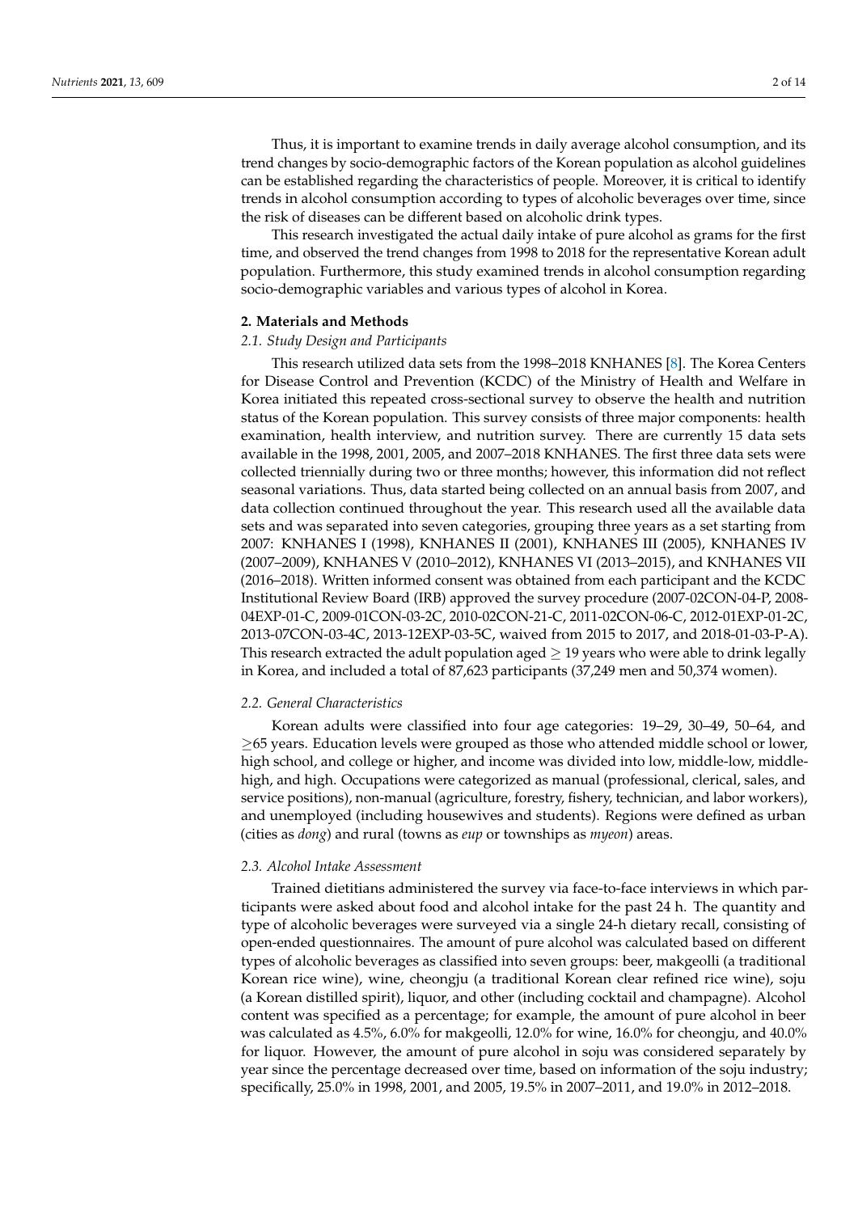Thus, it is important to examine trends in daily average alcohol consumption, and its trend changes by socio-demographic factors of the Korean population as alcohol guidelines can be established regarding the characteristics of people. Moreover, it is critical to identify trends in alcohol consumption according to types of alcoholic beverages over time, since the risk of diseases can be different based on alcoholic drink types.

This research investigated the actual daily intake of pure alcohol as grams for the first time, and observed the trend changes from 1998 to 2018 for the representative Korean adult population. Furthermore, this study examined trends in alcohol consumption regarding socio-demographic variables and various types of alcohol in Korea.

## 2. Materials and Methods

### *2.1. Study Design and Participants*

This research utilized data sets from the 1998–2018 KNHANES [8]. The Korea Centers for Disease Control and Prevention (KCDC) of the Ministry of Health and Welfare in Korea initiated this repeated cross-sectional survey to observe the health and nutrition status of the Korean population. This survey consists of three major components: health examination, health interview, and nutrition survey. There are currently 15 data sets available in the 1998, 2001, 2005, and 2007–2018 KNHANES. The first three data sets were collected triennially during two or three months; however, this information did not reflect seasonal variations. Thus, data started being collected on an annual basis from 2007, and data collection continued throughout the year. This research used all the available data sets and was separated into seven categories, grouping three years as a set starting from 2007: KNHANES I (1998), KNHANES II (2001), KNHANES III (2005), KNHANES IV (2007–2009), KNHANES V (2010–2012), KNHANES VI (2013–2015), and KNHANES VII (2016–2018). Written informed consent was obtained from each participant and the KCDC Institutional Review Board (IRB) approved the survey procedure (2007-02CON-04-P, 2008-04EXP-01-C, 2009-01CON-03-2C, 2010-02CON-21-C, 2011-02CON-06-C, 2012-01EXP-01-2C, 2013-07CON-03-4C, 2013-12EXP-03-5C, waived from 2015 to 2017, and 2018-01-03-P-A). This research extracted the adult population aged $\geq$ 19 years who were able to drink legally in Korea, and included a total of 87,623 participants (37,249 men and 50,374 women).

### *2.2. General Characteristics*

Korean adults were classified into four age categories: 19–29, 30–49, 50–64, and $\geq$65 years. Education levels were grouped as those who attended middle school or lower, high school, and college or higher, and income was divided into low, middle-low, middle-high, and high. Occupations were categorized as manual (professional, clerical, sales, and service positions), non-manual (agriculture, forestry, fishery, technician, and labor workers), and unemployed (including housewives and students). Regions were defined as urban (cities as *dong*) and rural (towns as *eup* or townships as *myeon*) areas.

### *2.3. Alcohol Intake Assessment*

Trained dietitians administered the survey via face-to-face interviews in which participants were asked about food and alcohol intake for the past 24 h. The quantity and type of alcoholic beverages were surveyed via a single 24-h dietary recall, consisting of open-ended questionnaires. The amount of pure alcohol was calculated based on different types of alcoholic beverages as classified into seven groups: beer, makgeolli (a traditional Korean rice wine), wine, cheongju (a traditional Korean clear refined rice wine), soju (a Korean distilled spirit), liquor, and other (including cocktail and champagne). Alcohol content was specified as a percentage; for example, the amount of pure alcohol in beer was calculated as 4.5%, 6.0% for makgeolli, 12.0% for wine, 16.0% for cheongju, and 40.0% for liquor. However, the amount of pure alcohol in soju was considered separately by year since the percentage decreased over time, based on information of the soju industry; specifically, 25.0% in 1998, 2001, and 2005, 19.5% in 2007–2011, and 19.0% in 2012–2018.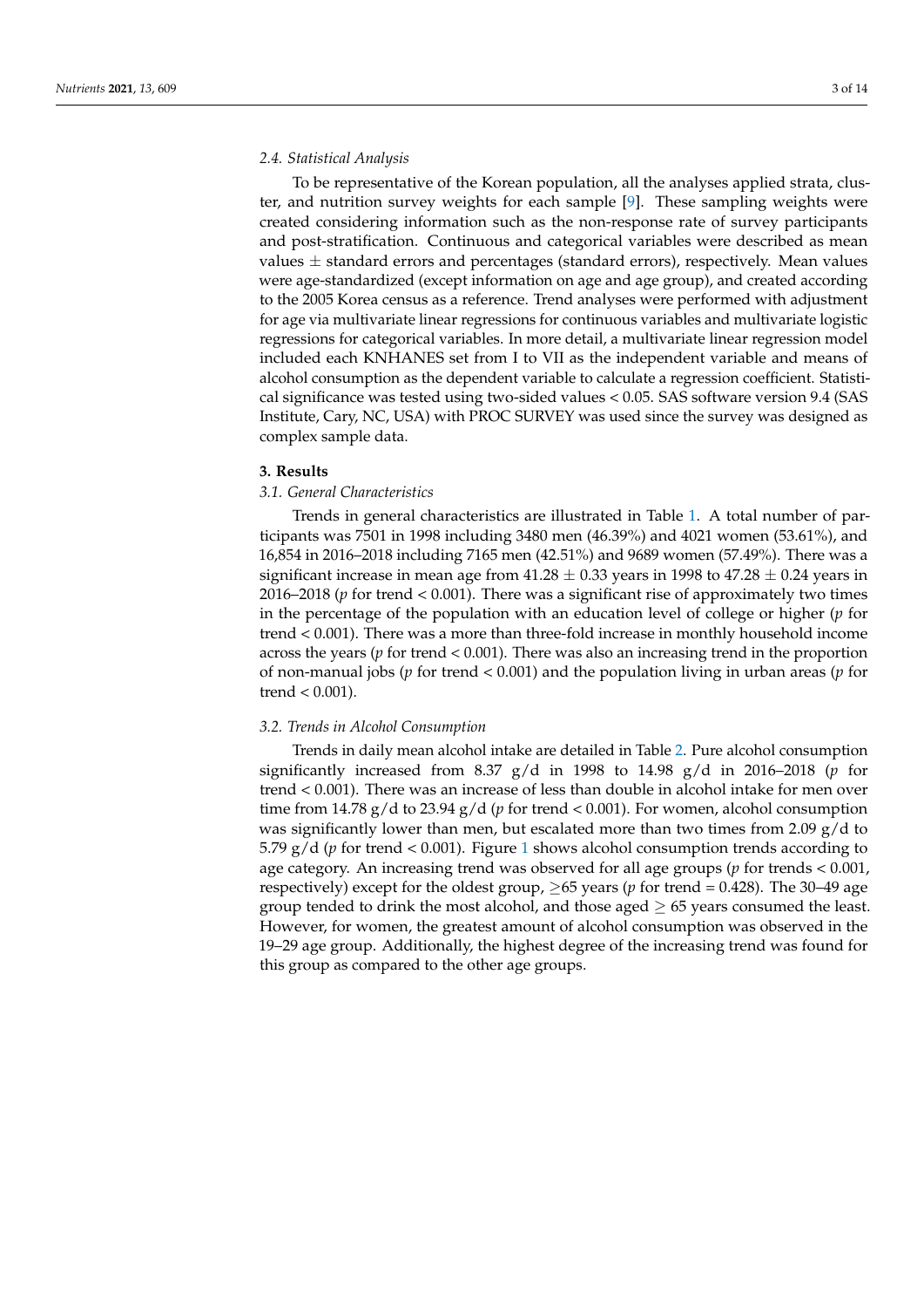### 2.4. Statistical Analysis

To be representative of the Korean population, all the analyses applied strata, cluster, and nutrition survey weights for each sample [9]. These sampling weights were created considering information such as the non-response rate of survey participants and post-stratification. Continuous and categorical variables were described as mean values $\pm$ standard errors and percentages (standard errors), respectively. Mean values were age-standardized (except information on age and age group), and created according to the 2005 Korea census as a reference. Trend analyses were performed with adjustment for age via multivariate linear regressions for continuous variables and multivariate logistic regressions for categorical variables. In more detail, a multivariate linear regression model included each KNHANES set from I to VII as the independent variable and means of alcohol consumption as the dependent variable to calculate a regression coefficient. Statistical significance was tested using two-sided values < 0.05. SAS software version 9.4 (SAS Institute, Cary, NC, USA) with PROC SURVEY was used since the survey was designed as complex sample data.

## 3. Results

### 3.1. General Characteristics

Trends in general characteristics are illustrated in Table 1. A total number of participants was 7501 in 1998 including 3480 men (46.39%) and 4021 women (53.61%), and 16,854 in 2016–2018 including 7165 men (42.51%) and 9689 women (57.49%). There was a significant increase in mean age from $41.28 \pm 0.33$ years in 1998 to $47.28 \pm 0.24$ years in 2016–2018 ($p$ for trend < 0.001). There was a significant rise of approximately two times in the percentage of the population with an education level of college or higher ($p$ for trend < 0.001). There was a more than three-fold increase in monthly household income across the years ($p$ for trend < 0.001). There was also an increasing trend in the proportion of non-manual jobs ($p$ for trend < 0.001) and the population living in urban areas ($p$ for trend < 0.001).

### 3.2. Trends in Alcohol Consumption

Trends in daily mean alcohol intake are detailed in Table 2. Pure alcohol consumption significantly increased from 8.37 g/d in 1998 to 14.98 g/d in 2016–2018 ($p$ for trend < 0.001). There was an increase of less than double in alcohol intake for men over time from 14.78 g/d to 23.94 g/d ($p$ for trend < 0.001). For women, alcohol consumption was significantly lower than men, but escalated more than two times from 2.09 g/d to 5.79 g/d ($p$ for trend < 0.001). Figure 1 shows alcohol consumption trends according to age category. An increasing trend was observed for all age groups ($p$ for trends < 0.001, respectively) except for the oldest group, $\geq$65 years ($p$ for trend = 0.428). The 30–49 age group tended to drink the most alcohol, and those aged $\geq$ 65 years consumed the least. However, for women, the greatest amount of alcohol consumption was observed in the 19–29 age group. Additionally, the highest degree of the increasing trend was found for this group as compared to the other age groups.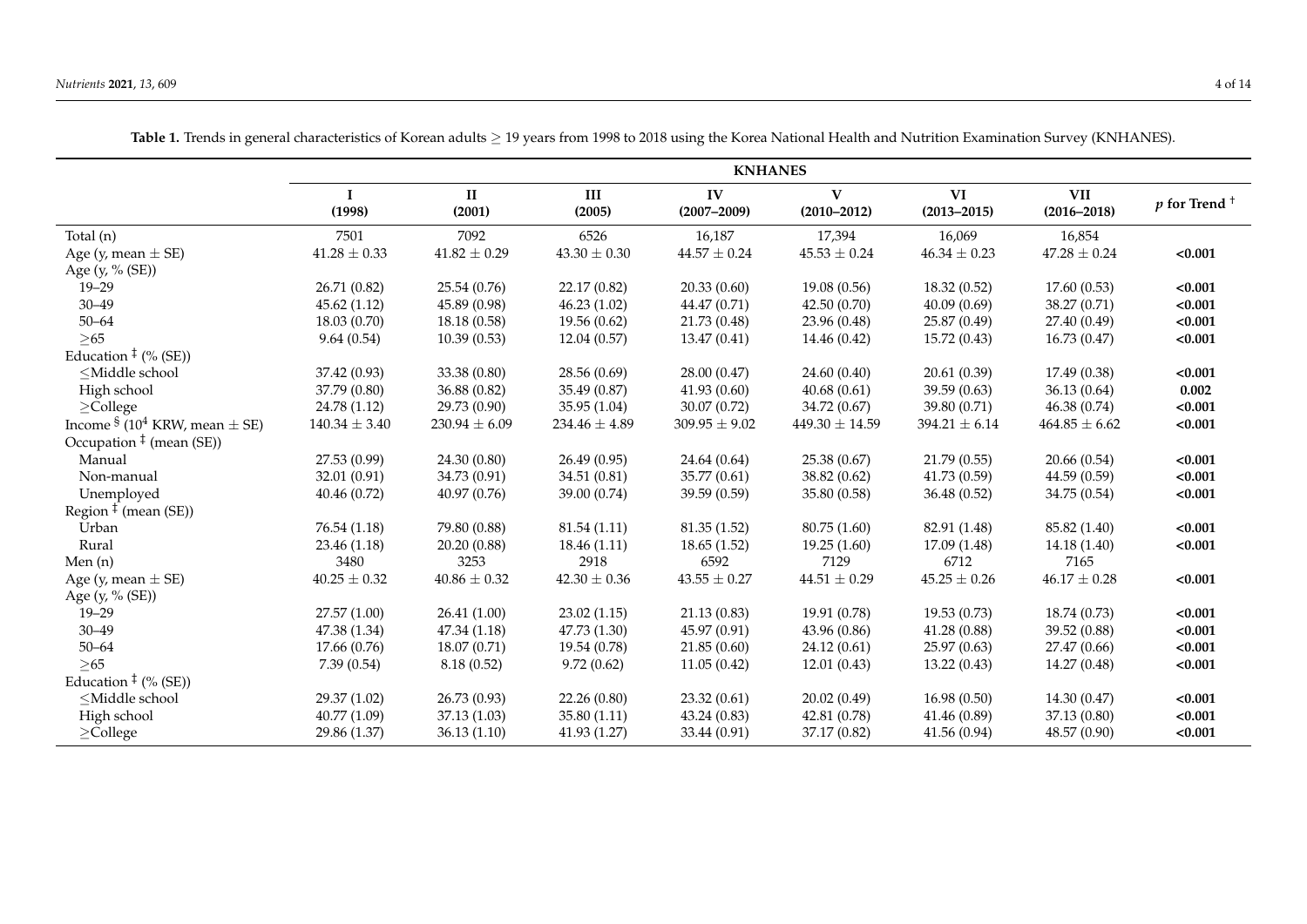**Table 1.** Trends in general characteristics of Korean adults ≥ 19 years from 1998 to 2018 using the Korea National Health and Nutrition Examination Survey (KNHANES).

| | KNHANES | | | | | | | |
|---|---|---|---|---|---|---|---|---|
| | I (1998) | II (2001) | III (2005) | IV (2007–2009) | V (2010–2012) | VI (2013–2015) | VII (2016–2018) | $p$ for Trend [†] |
| Total (n) | 7501 | 7092 | 6526 | 16,187 | 17,394 | 16,069 | 16,854 | |
| Age (y, mean ± SE) | 41.28 ± 0.33 | 41.82 ± 0.29 | 43.30 ± 0.30 | 44.57 ± 0.24 | 45.53 ± 0.24 | 46.34 ± 0.23 | 47.28 ± 0.24 | **<0.001** |
| Age (y, % (SE)) | | | | | | | | |
| 19–29 | 26.71 (0.82) | 25.54 (0.76) | 22.17 (0.82) | 20.33 (0.60) | 19.08 (0.56) | 18.32 (0.52) | 17.60 (0.53) | **<0.001** |
| 30–49 | 45.62 (1.12) | 45.89 (0.98) | 46.23 (1.02) | 44.47 (0.71) | 42.50 (0.70) | 40.09 (0.69) | 38.27 (0.71) | **<0.001** |
| 50–64 | 18.03 (0.70) | 18.18 (0.58) | 19.56 (0.62) | 21.73 (0.48) | 23.96 (0.48) | 25.87 (0.49) | 27.40 (0.49) | **<0.001** |
| ≥65 | 9.64 (0.54) | 10.39 (0.53) | 12.04 (0.57) | 13.47 (0.41) | 14.46 (0.42) | 15.72 (0.43) | 16.73 (0.47) | **<0.001** |
| Education [‡] (% (SE)) | | | | | | | | |
| ≤Middle school | 37.42 (0.93) | 33.38 (0.80) | 28.56 (0.69) | 28.00 (0.47) | 24.60 (0.40) | 20.61 (0.39) | 17.49 (0.38) | **<0.001** |
| High school | 37.79 (0.80) | 36.88 (0.82) | 35.49 (0.87) | 41.93 (0.60) | 40.68 (0.61) | 39.59 (0.63) | 36.13 (0.64) | **0.002** |
| ≥College | 24.78 (1.12) | 29.73 (0.90) | 35.95 (1.04) | 30.07 (0.72) | 34.72 (0.67) | 39.80 (0.71) | 46.38 (0.74) | **<0.001** |
| Income [§] ($10^4$ KRW, mean ± SE) | 140.34 ± 3.40 | 230.94 ± 6.09 | 234.46 ± 4.89 | 309.95 ± 9.02 | 449.30 ± 14.59 | 394.21 ± 6.14 | 464.85 ± 6.62 | **<0.001** |
| Occupation [‡] (mean (SE)) | | | | | | | | |
| Manual | 27.53 (0.99) | 24.30 (0.80) | 26.49 (0.95) | 24.64 (0.64) | 25.38 (0.67) | 21.79 (0.55) | 20.66 (0.54) | **<0.001** |
| Non-manual | 32.01 (0.91) | 34.73 (0.91) | 34.51 (0.81) | 35.77 (0.61) | 38.82 (0.62) | 41.73 (0.59) | 44.59 (0.59) | **<0.001** |
| Unemployed | 40.46 (0.72) | 40.97 (0.76) | 39.00 (0.74) | 39.59 (0.59) | 35.80 (0.58) | 36.48 (0.52) | 34.75 (0.54) | **<0.001** |
| Region [‡] (mean (SE)) | | | | | | | | |
| Urban | 76.54 (1.18) | 79.80 (0.88) | 81.54 (1.11) | 81.35 (1.52) | 80.75 (1.60) | 82.91 (1.48) | 85.82 (1.40) | **<0.001** |
| Rural | 23.46 (1.18) | 20.20 (0.88) | 18.46 (1.11) | 18.65 (1.52) | 19.25 (1.60) | 17.09 (1.48) | 14.18 (1.40) | **<0.001** |
| Men (n) | 3480 | 3253 | 2918 | 6592 | 7129 | 6712 | 7165 | |
| Age (y, mean ± SE) | 40.25 ± 0.32 | 40.86 ± 0.32 | 42.30 ± 0.36 | 43.55 ± 0.27 | 44.51 ± 0.29 | 45.25 ± 0.26 | 46.17 ± 0.28 | **<0.001** |
| Age (y, % (SE)) | | | | | | | | |
| 19–29 | 27.57 (1.00) | 26.41 (1.00) | 23.02 (1.15) | 21.13 (0.83) | 19.91 (0.78) | 19.53 (0.73) | 18.74 (0.73) | **<0.001** |
| 30–49 | 47.38 (1.34) | 47.34 (1.18) | 47.73 (1.30) | 45.97 (0.91) | 43.96 (0.86) | 41.28 (0.88) | 39.52 (0.88) | **<0.001** |
| 50–64 | 17.66 (0.76) | 18.07 (0.71) | 19.54 (0.78) | 21.85 (0.60) | 24.12 (0.61) | 25.97 (0.63) | 27.47 (0.66) | **<0.001** |
| ≥65 | 7.39 (0.54) | 8.18 (0.52) | 9.72 (0.62) | 11.05 (0.42) | 12.01 (0.43) | 13.22 (0.43) | 14.27 (0.48) | **<0.001** |
| Education [‡] (% (SE)) | | | | | | | | |
| ≤Middle school | 29.37 (1.02) | 26.73 (0.93) | 22.26 (0.80) | 23.32 (0.61) | 20.02 (0.49) | 16.98 (0.50) | 14.30 (0.47) | **<0.001** |
| High school | 40.77 (1.09) | 37.13 (1.03) | 35.80 (1.11) | 43.24 (0.83) | 42.81 (0.78) | 41.46 (0.89) | 37.13 (0.80) | **<0.001** |
| ≥College | 29.86 (1.37) | 36.13 (1.10) | 41.93 (1.27) | 33.44 (0.91) | 37.17 (0.82) | 41.56 (0.94) | 48.57 (0.90) | **<0.001** |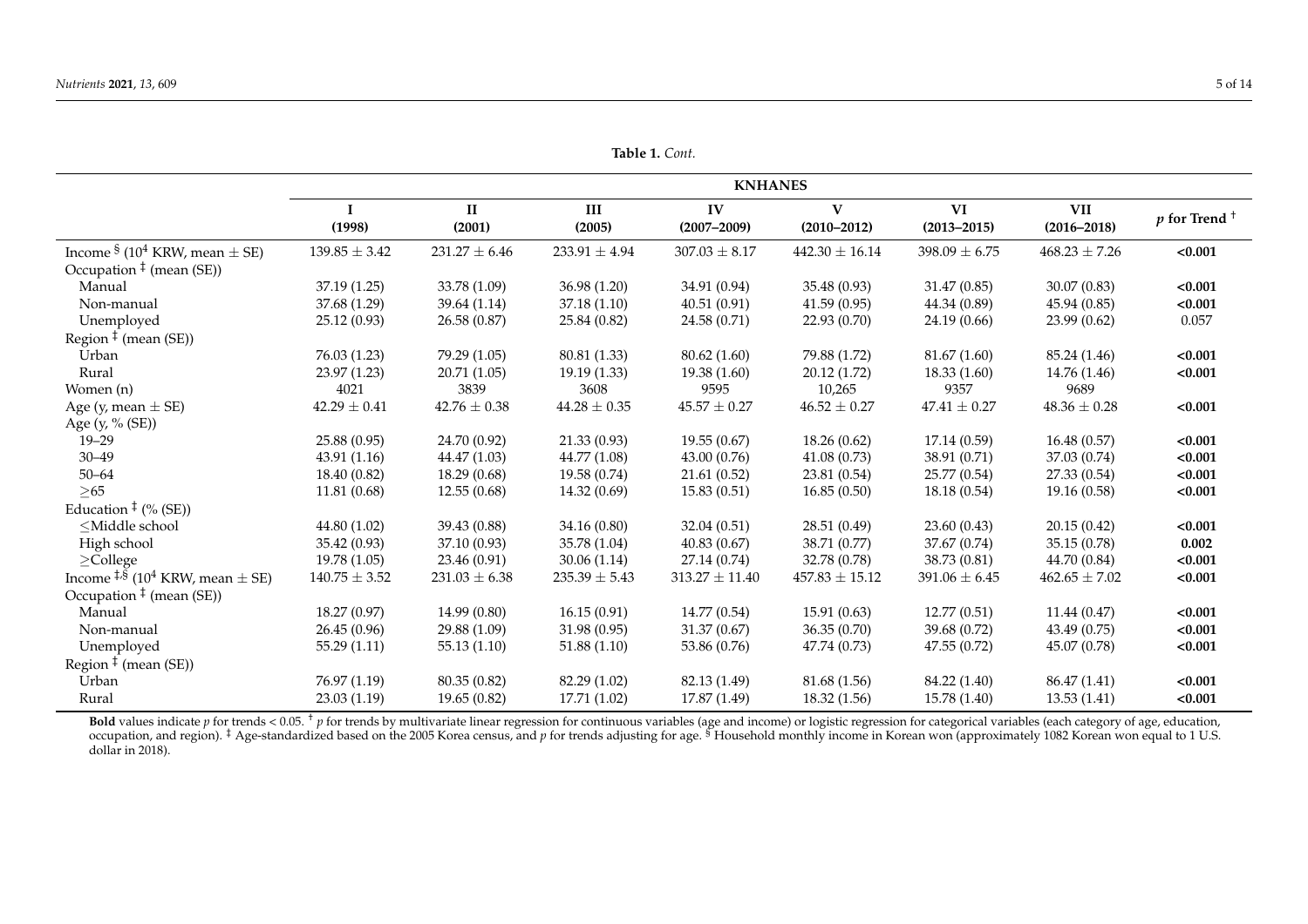**Table 1.** *Cont.*

| | KNHANES | | | | | | | |
|---|---|---|---|---|---|---|---|---|
| | I (1998) | II (2001) | III (2005) | IV (2007–2009) | V (2010–2012) | VI (2013–2015) | VII (2016–2018) | *p* for Trend † |
| Income § ($10^4$ KRW, mean ± SE) | 139.85 ± 3.42 | 231.27 ± 6.46 | 233.91 ± 4.94 | 307.03 ± 8.17 | 442.30 ± 16.14 | 398.09 ± 6.75 | 468.23 ± 7.26 | **<0.001** |
| Occupation ‡ (mean (SE)) | | | | | | | | |
| Manual | 37.19 (1.25) | 33.78 (1.09) | 36.98 (1.20) | 34.91 (0.94) | 35.48 (0.93) | 31.47 (0.85) | 30.07 (0.83) | **<0.001** |
| Non-manual | 37.68 (1.29) | 39.64 (1.14) | 37.18 (1.10) | 40.51 (0.91) | 41.59 (0.95) | 44.34 (0.89) | 45.94 (0.85) | **<0.001** |
| Unemployed | 25.12 (0.93) | 26.58 (0.87) | 25.84 (0.82) | 24.58 (0.71) | 22.93 (0.70) | 24.19 (0.66) | 23.99 (0.62) | 0.057 |
| Region ‡ (mean (SE)) | | | | | | | | |
| Urban | 76.03 (1.23) | 79.29 (1.05) | 80.81 (1.33) | 80.62 (1.60) | 79.88 (1.72) | 81.67 (1.60) | 85.24 (1.46) | **<0.001** |
| Rural | 23.97 (1.23) | 20.71 (1.05) | 19.19 (1.33) | 19.38 (1.60) | 20.12 (1.72) | 18.33 (1.60) | 14.76 (1.46) | **<0.001** |
| Women (n) | 4021 | 3839 | 3608 | 9595 | 10,265 | 9357 | 9689 | |
| Age (y, mean ± SE) | 42.29 ± 0.41 | 42.76 ± 0.38 | 44.28 ± 0.35 | 45.57 ± 0.27 | 46.52 ± 0.27 | 47.41 ± 0.27 | 48.36 ± 0.28 | **<0.001** |
| Age (y, % (SE)) | | | | | | | | |
| 19–29 | 25.88 (0.95) | 24.70 (0.92) | 21.33 (0.93) | 19.55 (0.67) | 18.26 (0.62) | 17.14 (0.59) | 16.48 (0.57) | **<0.001** |
| 30–49 | 43.91 (1.16) | 44.47 (1.03) | 44.77 (1.08) | 43.00 (0.76) | 41.08 (0.73) | 38.91 (0.71) | 37.03 (0.74) | **<0.001** |
| 50–64 | 18.40 (0.82) | 18.29 (0.68) | 19.58 (0.74) | 21.61 (0.52) | 23.81 (0.54) | 25.77 (0.54) | 27.33 (0.54) | **<0.001** |
| ≥65 | 11.81 (0.68) | 12.55 (0.68) | 14.32 (0.69) | 15.83 (0.51) | 16.85 (0.50) | 18.18 (0.54) | 19.16 (0.58) | **<0.001** |
| Education ‡ (% (SE)) | | | | | | | | |
| ≤Middle school | 44.80 (1.02) | 39.43 (0.88) | 34.16 (0.80) | 32.04 (0.51) | 28.51 (0.49) | 23.60 (0.43) | 20.15 (0.42) | **<0.001** |
| High school | 35.42 (0.93) | 37.10 (0.93) | 35.78 (1.04) | 40.83 (0.67) | 38.71 (0.77) | 37.67 (0.74) | 35.15 (0.78) | **0.002** |
| ≥College | 19.78 (1.05) | 23.46 (0.91) | 30.06 (1.14) | 27.14 (0.74) | 32.78 (0.78) | 38.73 (0.81) | 44.70 (0.84) | **<0.001** |
| Income ‡,§ ($10^4$ KRW, mean ± SE) | 140.75 ± 3.52 | 231.03 ± 6.38 | 235.39 ± 5.43 | 313.27 ± 11.40 | 457.83 ± 15.12 | 391.06 ± 6.45 | 462.65 ± 7.02 | **<0.001** |
| Occupation ‡ (mean (SE)) | | | | | | | | |
| Manual | 18.27 (0.97) | 14.99 (0.80) | 16.15 (0.91) | 14.77 (0.54) | 15.91 (0.63) | 12.77 (0.51) | 11.44 (0.47) | **<0.001** |
| Non-manual | 26.45 (0.96) | 29.88 (1.09) | 31.98 (0.95) | 31.37 (0.67) | 36.35 (0.70) | 39.68 (0.72) | 43.49 (0.75) | **<0.001** |
| Unemployed | 55.29 (1.11) | 55.13 (1.10) | 51.88 (1.10) | 53.86 (0.76) | 47.74 (0.73) | 47.55 (0.72) | 45.07 (0.78) | **<0.001** |
| Region ‡ (mean (SE)) | | | | | | | | |
| Urban | 76.97 (1.19) | 80.35 (0.82) | 82.29 (1.02) | 82.13 (1.49) | 81.68 (1.56) | 84.22 (1.40) | 86.47 (1.41) | **<0.001** |
| Rural | 23.03 (1.19) | 19.65 (0.82) | 17.71 (1.02) | 17.87 (1.49) | 18.32 (1.56) | 15.78 (1.40) | 13.53 (1.41) | **<0.001** |

**Bold** values indicate *p* for trends < 0.05. † *p* for trends by multivariate linear regression for continuous variables (age and income) or logistic regression for categorical variables (each category of age, education, occupation, and region). ‡ Age-standardized based on the 2005 Korea census, and *p* for trends adjusting for age. § Household monthly income in Korean won (approximately 1082 Korean won equal to 1 U.S. dollar in 2018).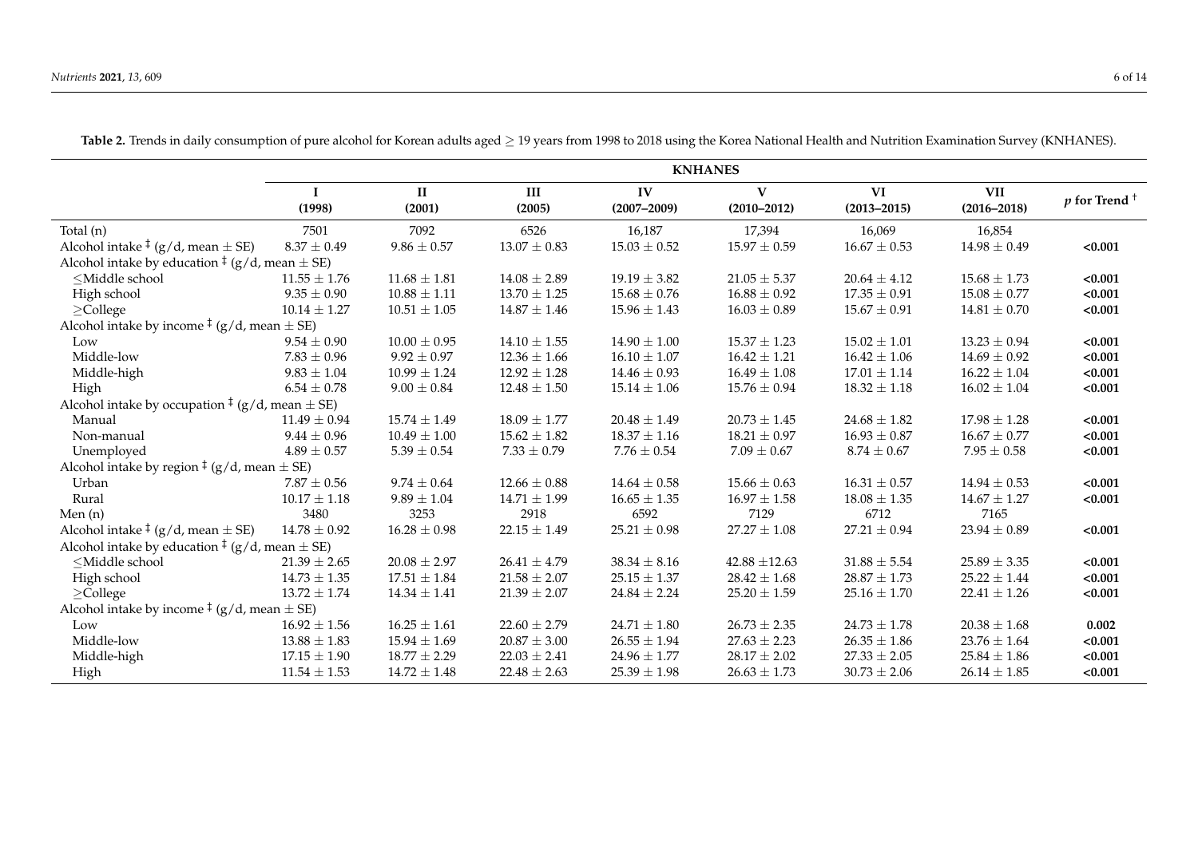**Table 2.** Trends in daily consumption of pure alcohol for Korean adults aged ≥ 19 years from 1998 to 2018 using the Korea National Health and Nutrition Examination Survey (KNHANES).

| | KNHANES | | | | | | | |
|---|---|---|---|---|---|---|---|---|
| | I (1998) | II (2001) | III (2005) | IV (2007–2009) | V (2010–2012) | VI (2013–2015) | VII (2016–2018) | *p* for Trend † |
| Total (n) | 7501 | 7092 | 6526 | 16,187 | 17,394 | 16,069 | 16,854 | |
| Alcohol intake ‡ (g/d, mean ± SE) | 8.37 ± 0.49 | 9.86 ± 0.57 | 13.07 ± 0.83 | 15.03 ± 0.52 | 15.97 ± 0.59 | 16.67 ± 0.53 | 14.98 ± 0.49 | **<0.001** |
| Alcohol intake by education ‡ (g/d, mean ± SE) | | | | | | | | |
| ≤Middle school | 11.55 ± 1.76 | 11.68 ± 1.81 | 14.08 ± 2.89 | 19.19 ± 3.82 | 21.05 ± 5.37 | 20.64 ± 4.12 | 15.68 ± 1.73 | **<0.001** |
| High school | 9.35 ± 0.90 | 10.88 ± 1.11 | 13.70 ± 1.25 | 15.68 ± 0.76 | 16.88 ± 0.92 | 17.35 ± 0.91 | 15.08 ± 0.77 | **<0.001** |
| ≥College | 10.14 ± 1.27 | 10.51 ± 1.05 | 14.87 ± 1.46 | 15.96 ± 1.43 | 16.03 ± 0.89 | 15.67 ± 0.91 | 14.81 ± 0.70 | **<0.001** |
| Alcohol intake by income ‡ (g/d, mean ± SE) | | | | | | | | |
| Low | 9.54 ± 0.90 | 10.00 ± 0.95 | 14.10 ± 1.55 | 14.90 ± 1.00 | 15.37 ± 1.23 | 15.02 ± 1.01 | 13.23 ± 0.94 | **<0.001** |
| Middle-low | 7.83 ± 0.96 | 9.92 ± 0.97 | 12.36 ± 1.66 | 16.10 ± 1.07 | 16.42 ± 1.21 | 16.42 ± 1.06 | 14.69 ± 0.92 | **<0.001** |
| Middle-high | 9.83 ± 1.04 | 10.99 ± 1.24 | 12.92 ± 1.28 | 14.46 ± 0.93 | 16.49 ± 1.08 | 17.01 ± 1.14 | 16.22 ± 1.04 | **<0.001** |
| High | 6.54 ± 0.78 | 9.00 ± 0.84 | 12.48 ± 1.50 | 15.14 ± 1.06 | 15.76 ± 0.94 | 18.32 ± 1.18 | 16.02 ± 1.04 | **<0.001** |
| Alcohol intake by occupation ‡ (g/d, mean ± SE) | | | | | | | | |
| Manual | 11.49 ± 0.94 | 15.74 ± 1.49 | 18.09 ± 1.77 | 20.48 ± 1.49 | 20.73 ± 1.45 | 24.68 ± 1.82 | 17.98 ± 1.28 | **<0.001** |
| Non-manual | 9.44 ± 0.96 | 10.49 ± 1.00 | 15.62 ± 1.82 | 18.37 ± 1.16 | 18.21 ± 0.97 | 16.93 ± 0.87 | 16.67 ± 0.77 | **<0.001** |
| Unemployed | 4.89 ± 0.57 | 5.39 ± 0.54 | 7.33 ± 0.79 | 7.76 ± 0.54 | 7.09 ± 0.67 | 8.74 ± 0.67 | 7.95 ± 0.58 | **<0.001** |
| Alcohol intake by region ‡ (g/d, mean ± SE) | | | | | | | | |
| Urban | 7.87 ± 0.56 | 9.74 ± 0.64 | 12.66 ± 0.88 | 14.64 ± 0.58 | 15.66 ± 0.63 | 16.31 ± 0.57 | 14.94 ± 0.53 | **<0.001** |
| Rural | 10.17 ± 1.18 | 9.89 ± 1.04 | 14.71 ± 1.99 | 16.65 ± 1.35 | 16.97 ± 1.58 | 18.08 ± 1.35 | 14.67 ± 1.27 | **<0.001** |
| Men (n) | 3480 | 3253 | 2918 | 6592 | 7129 | 6712 | 7165 | |
| Alcohol intake ‡ (g/d, mean ± SE) | 14.78 ± 0.92 | 16.28 ± 0.98 | 22.15 ± 1.49 | 25.21 ± 0.98 | 27.27 ± 1.08 | 27.21 ± 0.94 | 23.94 ± 0.89 | **<0.001** |
| Alcohol intake by education ‡ (g/d, mean ± SE) | | | | | | | | |
| ≤Middle school | 21.39 ± 2.65 | 20.08 ± 2.97 | 26.41 ± 4.79 | 38.34 ± 8.16 | 42.88 ±12.63 | 31.88 ± 5.54 | 25.89 ± 3.35 | **<0.001** |
| High school | 14.73 ± 1.35 | 17.51 ± 1.84 | 21.58 ± 2.07 | 25.15 ± 1.37 | 28.42 ± 1.68 | 28.87 ± 1.73 | 25.22 ± 1.44 | **<0.001** |
| ≥College | 13.72 ± 1.74 | 14.34 ± 1.41 | 21.39 ± 2.07 | 24.84 ± 2.24 | 25.20 ± 1.59 | 25.16 ± 1.70 | 22.41 ± 1.26 | **<0.001** |
| Alcohol intake by income ‡ (g/d, mean ± SE) | | | | | | | | |
| Low | 16.92 ± 1.56 | 16.25 ± 1.61 | 22.60 ± 2.79 | 24.71 ± 1.80 | 26.73 ± 2.35 | 24.73 ± 1.78 | 20.38 ± 1.68 | **0.002** |
| Middle-low | 13.88 ± 1.83 | 15.94 ± 1.69 | 20.87 ± 3.00 | 26.55 ± 1.94 | 27.63 ± 2.23 | 26.35 ± 1.86 | 23.76 ± 1.64 | **<0.001** |
| Middle-high | 17.15 ± 1.90 | 18.77 ± 2.29 | 22.03 ± 2.41 | 24.96 ± 1.77 | 28.17 ± 2.02 | 27.33 ± 2.05 | 25.84 ± 1.86 | **<0.001** |
| High | 11.54 ± 1.53 | 14.72 ± 1.48 | 22.48 ± 2.63 | 25.39 ± 1.98 | 26.63 ± 1.73 | 30.73 ± 2.06 | 26.14 ± 1.85 | **<0.001** |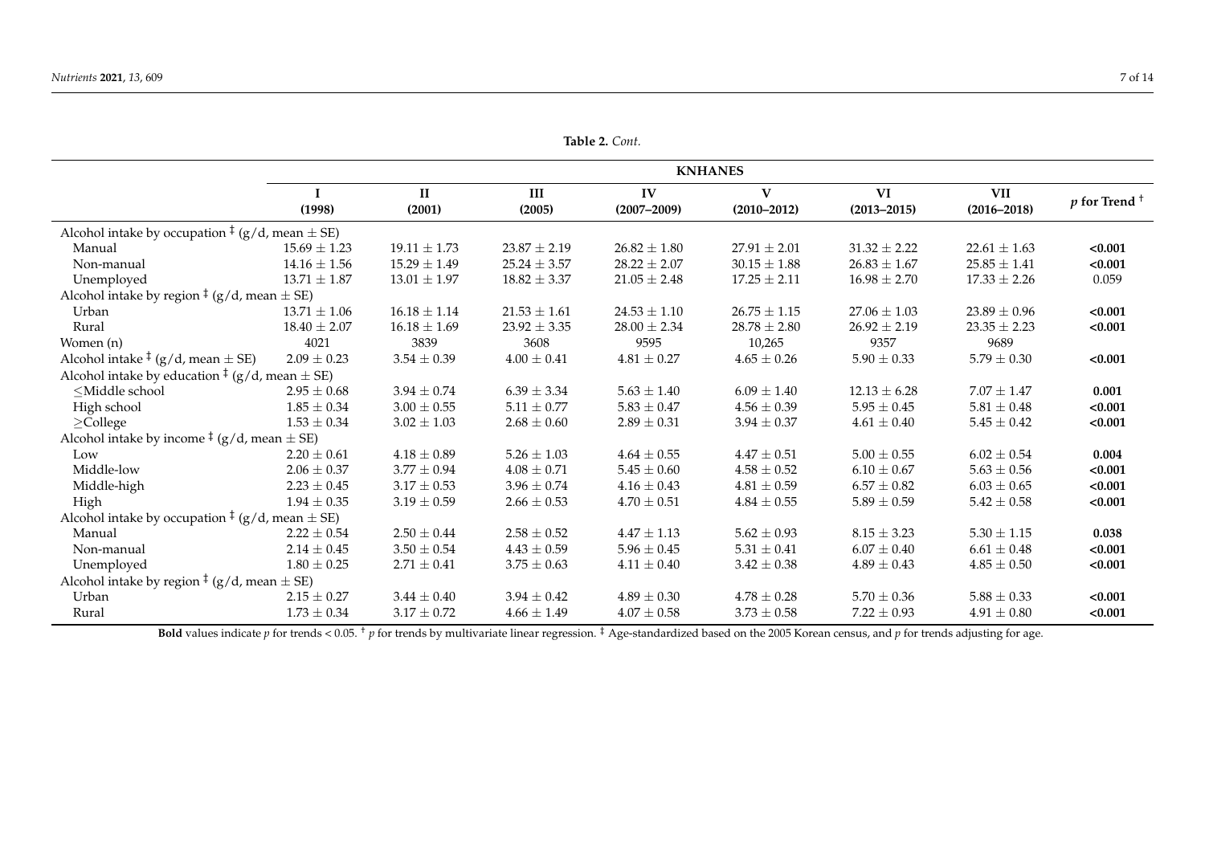**Table 2.** *Cont.*

| | KNHANES | | | | | | | |
|---|---|---|---|---|---|---|---|---|
| | I (1998) | II (2001) | III (2005) | IV (2007–2009) | V (2010–2012) | VI (2013–2015) | VII (2016–2018) | *p* for Trend [†] |
| Alcohol intake by occupation [‡] (g/d, mean ± SE) | | | | | | | | |
| Manual | 15.69 ± 1.23 | 19.11 ± 1.73 | 23.87 ± 2.19 | 26.82 ± 1.80 | 27.91 ± 2.01 | 31.32 ± 2.22 | 22.61 ± 1.63 | **<0.001** |
| Non-manual | 14.16 ± 1.56 | 15.29 ± 1.49 | 25.24 ± 3.57 | 28.22 ± 2.07 | 30.15 ± 1.88 | 26.83 ± 1.67 | 25.85 ± 1.41 | **<0.001** |
| Unemployed | 13.71 ± 1.87 | 13.01 ± 1.97 | 18.82 ± 3.37 | 21.05 ± 2.48 | 17.25 ± 2.11 | 16.98 ± 2.70 | 17.33 ± 2.26 | 0.059 |
| Alcohol intake by region [‡] (g/d, mean ± SE) | | | | | | | | |
| Urban | 13.71 ± 1.06 | 16.18 ± 1.14 | 21.53 ± 1.61 | 24.53 ± 1.10 | 26.75 ± 1.15 | 27.06 ± 1.03 | 23.89 ± 0.96 | **<0.001** |
| Rural | 18.40 ± 2.07 | 16.18 ± 1.69 | 23.92 ± 3.35 | 28.00 ± 2.34 | 28.78 ± 2.80 | 26.92 ± 2.19 | 23.35 ± 2.23 | **<0.001** |
| Women (n) | 4021 | 3839 | 3608 | 9595 | 10,265 | 9357 | 9689 | |
| Alcohol intake [‡] (g/d, mean ± SE) | 2.09 ± 0.23 | 3.54 ± 0.39 | 4.00 ± 0.41 | 4.81 ± 0.27 | 4.65 ± 0.26 | 5.90 ± 0.33 | 5.79 ± 0.30 | **<0.001** |
| Alcohol intake by education [‡] (g/d, mean ± SE) | | | | | | | | |
| ≤Middle school | 2.95 ± 0.68 | 3.94 ± 0.74 | 6.39 ± 3.34 | 5.63 ± 1.40 | 6.09 ± 1.40 | 12.13 ± 6.28 | 7.07 ± 1.47 | **0.001** |
| High school | 1.85 ± 0.34 | 3.00 ± 0.55 | 5.11 ± 0.77 | 5.83 ± 0.47 | 4.56 ± 0.39 | 5.95 ± 0.45 | 5.81 ± 0.48 | **<0.001** |
| ≥College | 1.53 ± 0.34 | 3.02 ± 1.03 | 2.68 ± 0.60 | 2.89 ± 0.31 | 3.94 ± 0.37 | 4.61 ± 0.40 | 5.45 ± 0.42 | **<0.001** |
| Alcohol intake by income [‡] (g/d, mean ± SE) | | | | | | | | |
| Low | 2.20 ± 0.61 | 4.18 ± 0.89 | 5.26 ± 1.03 | 4.64 ± 0.55 | 4.47 ± 0.51 | 5.00 ± 0.55 | 6.02 ± 0.54 | **0.004** |
| Middle-low | 2.06 ± 0.37 | 3.77 ± 0.94 | 4.08 ± 0.71 | 5.45 ± 0.60 | 4.58 ± 0.52 | 6.10 ± 0.67 | 5.63 ± 0.56 | **<0.001** |
| Middle-high | 2.23 ± 0.45 | 3.17 ± 0.53 | 3.96 ± 0.74 | 4.16 ± 0.43 | 4.81 ± 0.59 | 6.57 ± 0.82 | 6.03 ± 0.65 | **<0.001** |
| High | 1.94 ± 0.35 | 3.19 ± 0.59 | 2.66 ± 0.53 | 4.70 ± 0.51 | 4.84 ± 0.55 | 5.89 ± 0.59 | 5.42 ± 0.58 | **<0.001** |
| Alcohol intake by occupation [‡] (g/d, mean ± SE) | | | | | | | | |
| Manual | 2.22 ± 0.54 | 2.50 ± 0.44 | 2.58 ± 0.52 | 4.47 ± 1.13 | 5.62 ± 0.93 | 8.15 ± 3.23 | 5.30 ± 1.15 | **0.038** |
| Non-manual | 2.14 ± 0.45 | 3.50 ± 0.54 | 4.43 ± 0.59 | 5.96 ± 0.45 | 5.31 ± 0.41 | 6.07 ± 0.40 | 6.61 ± 0.48 | **<0.001** |
| Unemployed | 1.80 ± 0.25 | 2.71 ± 0.41 | 3.75 ± 0.63 | 4.11 ± 0.40 | 3.42 ± 0.38 | 4.89 ± 0.43 | 4.85 ± 0.50 | **<0.001** |
| Alcohol intake by region [‡] (g/d, mean ± SE) | | | | | | | | |
| Urban | 2.15 ± 0.27 | 3.44 ± 0.40 | 3.94 ± 0.42 | 4.89 ± 0.30 | 4.78 ± 0.28 | 5.70 ± 0.36 | 5.88 ± 0.33 | **<0.001** |
| Rural | 1.73 ± 0.34 | 3.17 ± 0.72 | 4.66 ± 1.49 | 4.07 ± 0.58 | 3.73 ± 0.58 | 7.22 ± 0.93 | 4.91 ± 0.80 | **<0.001** |

**Bold** values indicate *p* for trends < 0.05. [†] *p* for trends by multivariate linear regression. [‡] Age-standardized based on the 2005 Korean census, and *p* for trends adjusting for age.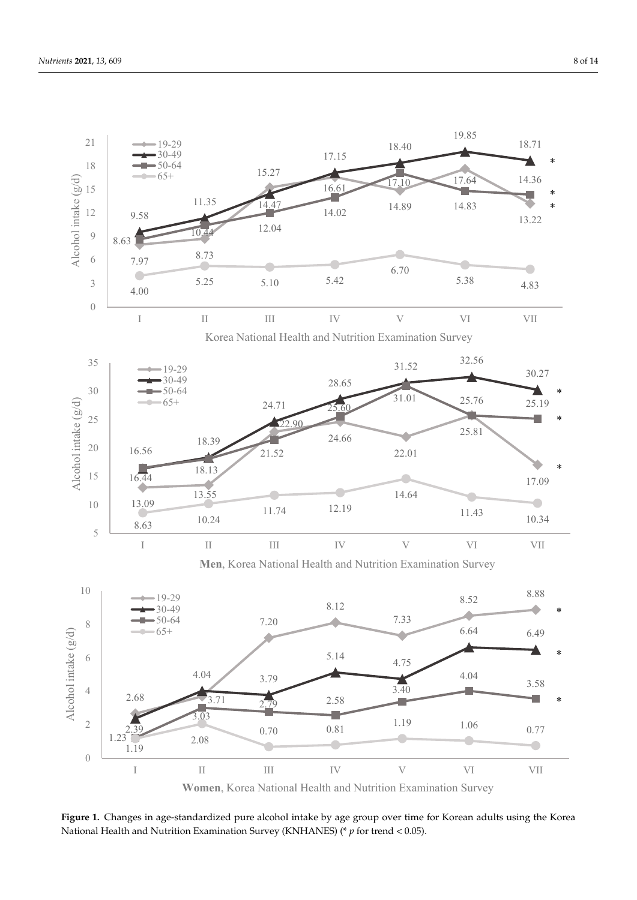**Figure 1.** Changes in age-standardized pure alcohol intake by age group over time for Korean adults using the Korea National Health and Nutrition Examination Survey (KNHANES) (* $p$ for trend < 0.05).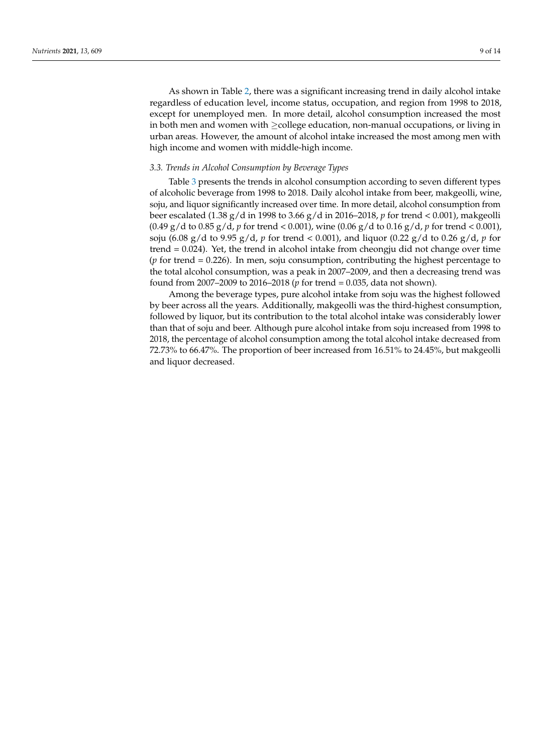As shown in Table 2, there was a significant increasing trend in daily alcohol intake regardless of education level, income status, occupation, and region from 1998 to 2018, except for unemployed men. In more detail, alcohol consumption increased the most in both men and women with ≥college education, non-manual occupations, or living in urban areas. However, the amount of alcohol intake increased the most among men with high income and women with middle-high income.

### 3.3. Trends in Alcohol Consumption by Beverage Types

Table 3 presents the trends in alcohol consumption according to seven different types of alcoholic beverage from 1998 to 2018. Daily alcohol intake from beer, makgeolli, wine, soju, and liquor significantly increased over time. In more detail, alcohol consumption from beer escalated (1.38 g/d in 1998 to 3.66 g/d in 2016–2018, $p$ for trend < 0.001), makgeolli (0.49 g/d to 0.85 g/d, $p$ for trend < 0.001), wine (0.06 g/d to 0.16 g/d, $p$ for trend < 0.001), soju (6.08 g/d to 9.95 g/d, $p$ for trend < 0.001), and liquor (0.22 g/d to 0.26 g/d, $p$ for trend = 0.024). Yet, the trend in alcohol intake from cheongju did not change over time ($p$ for trend = 0.226). In men, soju consumption, contributing the highest percentage to the total alcohol consumption, was a peak in 2007–2009, and then a decreasing trend was found from 2007–2009 to 2016–2018 ($p$ for trend = 0.035, data not shown).

Among the beverage types, pure alcohol intake from soju was the highest followed by beer across all the years. Additionally, makgeolli was the third-highest consumption, followed by liquor, but its contribution to the total alcohol intake was considerably lower than that of soju and beer. Although pure alcohol intake from soju increased from 1998 to 2018, the percentage of alcohol consumption among the total alcohol intake decreased from 72.73% to 66.47%. The proportion of beer increased from 16.51% to 24.45%, but makgeolli and liquor decreased.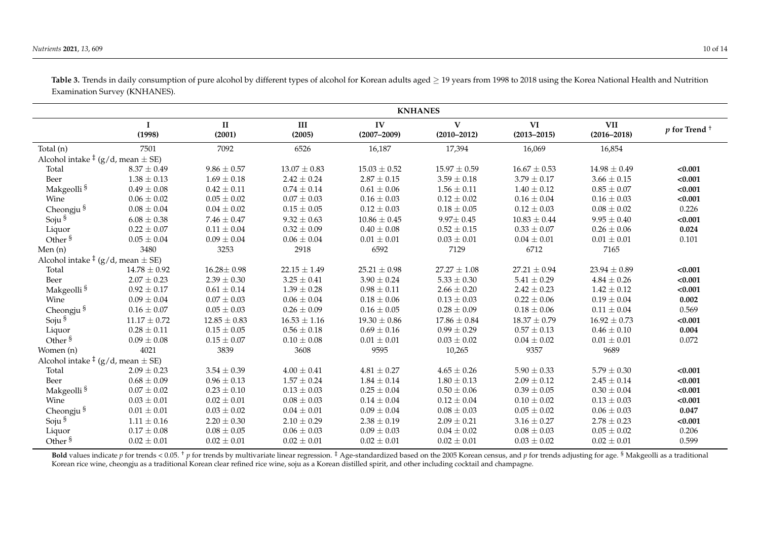**Table 3.** Trends in daily consumption of pure alcohol by different types of alcohol for Korean adults aged ≥ 19 years from 1998 to 2018 using the Korea National Health and Nutrition Examination Survey (KNHANES).

| | KNHANES | | | | | | | |
|---|---|---|---|---|---|---|---|---|
| | I (1998) | II (2001) | III (2005) | IV (2007–2009) | V (2010–2012) | VI (2013–2015) | VII (2016–2018) | *p* for Trend [†] |
| Total (n) | 7501 | 7092 | 6526 | 16,187 | 17,394 | 16,069 | 16,854 | |
| Alcohol intake [‡] (g/d, mean ± SE) | | | | | | | | |
| Total | 8.37 ± 0.49 | 9.86 ± 0.57 | 13.07 ± 0.83 | 15.03 ± 0.52 | 15.97 ± 0.59 | 16.67 ± 0.53 | 14.98 ± 0.49 | **<0.001** |
| Beer | 1.38 ± 0.13 | 1.69 ± 0.18 | 2.42 ± 0.24 | 2.87 ± 0.15 | 3.59 ± 0.18 | 3.79 ± 0.17 | 3.66 ± 0.15 | **<0.001** |
| Makgeolli [§] | 0.49 ± 0.08 | 0.42 ± 0.11 | 0.74 ± 0.14 | 0.61 ± 0.06 | 1.56 ± 0.11 | 1.40 ± 0.12 | 0.85 ± 0.07 | **<0.001** |
| Wine | 0.06 ± 0.02 | 0.05 ± 0.02 | 0.07 ± 0.03 | 0.16 ± 0.03 | 0.12 ± 0.02 | 0.16 ± 0.04 | 0.16 ± 0.03 | **<0.001** |
| Cheongju [§] | 0.08 ± 0.04 | 0.04 ± 0.02 | 0.15 ± 0.05 | 0.12 ± 0.03 | 0.18 ± 0.05 | 0.12 ± 0.03 | 0.08 ± 0.02 | 0.226 |
| Soju [§] | 6.08 ± 0.38 | 7.46 ± 0.47 | 9.32 ± 0.63 | 10.86 ± 0.45 | 9.97± 0.45 | 10.83 ± 0.44 | 9.95 ± 0.40 | **<0.001** |
| Liquor | 0.22 ± 0.07 | 0.11 ± 0.04 | 0.32 ± 0.09 | 0.40 ± 0.08 | 0.52 ± 0.15 | 0.33 ± 0.07 | 0.26 ± 0.06 | **0.024** |
| Other [§] | 0.05 ± 0.04 | 0.09 ± 0.04 | 0.06 ± 0.04 | 0.01 ± 0.01 | 0.03 ± 0.01 | 0.04 ± 0.01 | 0.01 ± 0.01 | 0.101 |
| Men (n) | 3480 | 3253 | 2918 | 6592 | 7129 | 6712 | 7165 | |
| Alcohol intake [‡] (g/d, mean ± SE) | | | | | | | | |
| Total | 14.78 ± 0.92 | 16.28± 0.98 | 22.15 ± 1.49 | 25.21 ± 0.98 | 27.27 ± 1.08 | 27.21 ± 0.94 | 23.94 ± 0.89 | **<0.001** |
| Beer | 2.07 ± 0.23 | 2.39 ± 0.30 | 3.25 ± 0.41 | 3.90 ± 0.24 | 5.33 ± 0.30 | 5.41 ± 0.29 | 4.84 ± 0.26 | **<0.001** |
| Makgeolli [§] | 0.92 ± 0.17 | 0.61 ± 0.14 | 1.39 ± 0.28 | 0.98 ± 0.11 | 2.66 ± 0.20 | 2.42 ± 0.23 | 1.42 ± 0.12 | **<0.001** |
| Wine | 0.09 ± 0.04 | 0.07 ± 0.03 | 0.06 ± 0.04 | 0.18 ± 0.06 | 0.13 ± 0.03 | 0.22 ± 0.06 | 0.19 ± 0.04 | **0.002** |
| Cheongju [§] | 0.16 ± 0.07 | 0.05 ± 0.03 | 0.26 ± 0.09 | 0.16 ± 0.05 | 0.28 ± 0.09 | 0.18 ± 0.06 | 0.11 ± 0.04 | 0.569 |
| Soju [§] | 11.17 ± 0.72 | 12.85 ± 0.83 | 16.53 ± 1.16 | 19.30 ± 0.86 | 17.86 ± 0.84 | 18.37 ± 0.79 | 16.92 ± 0.73 | **<0.001** |
| Liquor | 0.28 ± 0.11 | 0.15 ± 0.05 | 0.56 ± 0.18 | 0.69 ± 0.16 | 0.99 ± 0.29 | 0.57 ± 0.13 | 0.46 ± 0.10 | **0.004** |
| Other [§] | 0.09 ± 0.08 | 0.15 ± 0.07 | 0.10 ± 0.08 | 0.01 ± 0.01 | 0.03 ± 0.02 | 0.04 ± 0.02 | 0.01 ± 0.01 | 0.072 |
| Women (n) | 4021 | 3839 | 3608 | 9595 | 10,265 | 9357 | 9689 | |
| Alcohol intake [‡] (g/d, mean ± SE) | | | | | | | | |
| Total | 2.09 ± 0.23 | 3.54 ± 0.39 | 4.00 ± 0.41 | 4.81 ± 0.27 | 4.65 ± 0.26 | 5.90 ± 0.33 | 5.79 ± 0.30 | **<0.001** |
| Beer | 0.68 ± 0.09 | 0.96 ± 0.13 | 1.57 ± 0.24 | 1.84 ± 0.14 | 1.80 ± 0.13 | 2.09 ± 0.12 | 2.45 ± 0.14 | **<0.001** |
| Makgeolli [§] | 0.07 ± 0.02 | 0.23 ± 0.10 | 0.13 ± 0.03 | 0.25 ± 0.04 | 0.50 ± 0.06 | 0.39 ± 0.05 | 0.30 ± 0.04 | **<0.001** |
| Wine | 0.03 ± 0.01 | 0.02 ± 0.01 | 0.08 ± 0.03 | 0.14 ± 0.04 | 0.12 ± 0.04 | 0.10 ± 0.02 | 0.13 ± 0.03 | **<0.001** |
| Cheongju [§] | 0.01 ± 0.01 | 0.03 ± 0.02 | 0.04 ± 0.01 | 0.09 ± 0.04 | 0.08 ± 0.03 | 0.05 ± 0.02 | 0.06 ± 0.03 | **0.047** |
| Soju [§] | 1.11 ± 0.16 | 2.20 ± 0.30 | 2.10 ± 0.29 | 2.38 ± 0.19 | 2.09 ± 0.21 | 3.16 ± 0.27 | 2.78 ± 0.23 | **<0.001** |
| Liquor | 0.17 ± 0.08 | 0.08 ± 0.05 | 0.06 ± 0.03 | 0.09 ± 0.03 | 0.04 ± 0.02 | 0.08 ± 0.03 | 0.05 ± 0.02 | 0.206 |
| Other [§] | 0.02 ± 0.01 | 0.02 ± 0.01 | 0.02 ± 0.01 | 0.02 ± 0.01 | 0.02 ± 0.01 | 0.03 ± 0.02 | 0.02 ± 0.01 | 0.599 |

**Bold** values indicate *p* for trends < 0.05. [†] *p* for trends by multivariate linear regression. [‡] Age-standardized based on the 2005 Korean census, and *p* for trends adjusting for age. [§] Makgeolli as a traditional Korean rice wine, cheongju as a traditional Korean clear refined rice wine, soju as a Korean distilled spirit, and other including cocktail and champagne.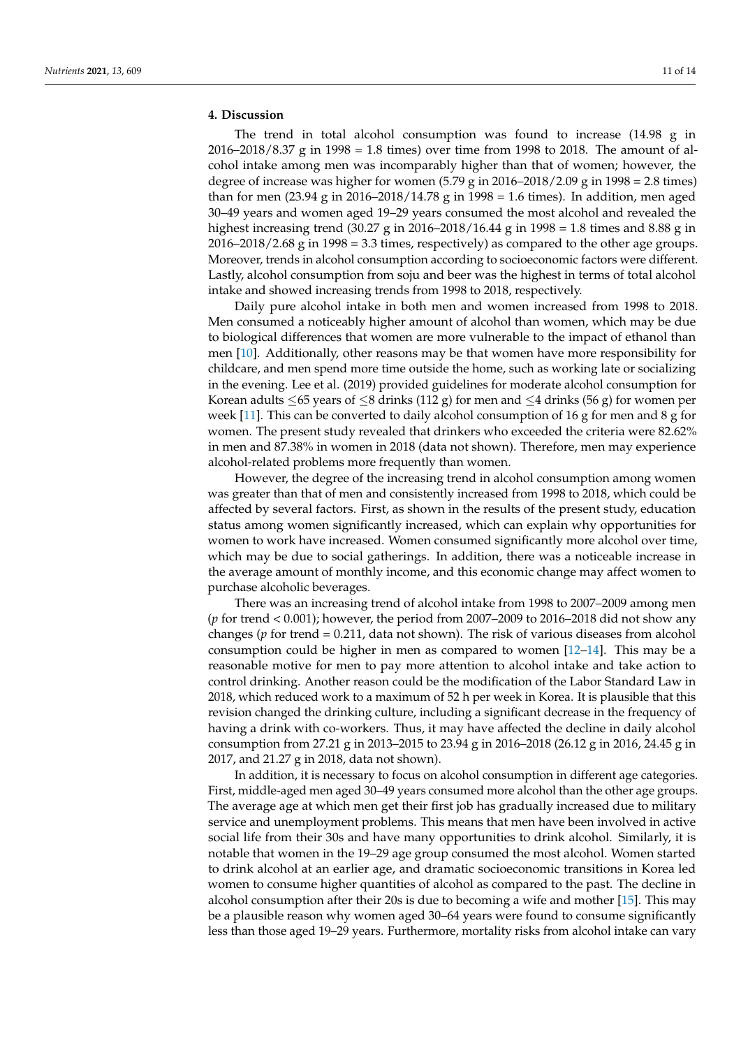## 4. Discussion

The trend in total alcohol consumption was found to increase (14.98 g in 2016–2018/8.37 g in 1998 = 1.8 times) over time from 1998 to 2018. The amount of alcohol intake among men was incomparably higher than that of women; however, the degree of increase was higher for women (5.79 g in 2016–2018/2.09 g in 1998 = 2.8 times) than for men (23.94 g in 2016–2018/14.78 g in 1998 = 1.6 times). In addition, men aged 30–49 years and women aged 19–29 years consumed the most alcohol and revealed the highest increasing trend (30.27 g in 2016–2018/16.44 g in 1998 = 1.8 times and 8.88 g in 2016–2018/2.68 g in 1998 = 3.3 times, respectively) as compared to the other age groups. Moreover, trends in alcohol consumption according to socioeconomic factors were different. Lastly, alcohol consumption from soju and beer was the highest in terms of total alcohol intake and showed increasing trends from 1998 to 2018, respectively.

Daily pure alcohol intake in both men and women increased from 1998 to 2018. Men consumed a noticeably higher amount of alcohol than women, which may be due to biological differences that women are more vulnerable to the impact of ethanol than men [10]. Additionally, other reasons may be that women have more responsibility for childcare, and men spend more time outside the home, such as working late or socializing in the evening. Lee et al. (2019) provided guidelines for moderate alcohol consumption for Korean adults ≤65 years of ≤8 drinks (112 g) for men and ≤4 drinks (56 g) for women per week [11]. This can be converted to daily alcohol consumption of 16 g for men and 8 g for women. The present study revealed that drinkers who exceeded the criteria were 82.62% in men and 87.38% in women in 2018 (data not shown). Therefore, men may experience alcohol-related problems more frequently than women.

However, the degree of the increasing trend in alcohol consumption among women was greater than that of men and consistently increased from 1998 to 2018, which could be affected by several factors. First, as shown in the results of the present study, education status among women significantly increased, which can explain why opportunities for women to work have increased. Women consumed significantly more alcohol over time, which may be due to social gatherings. In addition, there was a noticeable increase in the average amount of monthly income, and this economic change may affect women to purchase alcoholic beverages.

There was an increasing trend of alcohol intake from 1998 to 2007–2009 among men ($p$ for trend < 0.001); however, the period from 2007–2009 to 2016–2018 did not show any changes ($p$ for trend = 0.211, data not shown). The risk of various diseases from alcohol consumption could be higher in men as compared to women [12–14]. This may be a reasonable motive for men to pay more attention to alcohol intake and take action to control drinking. Another reason could be the modification of the Labor Standard Law in 2018, which reduced work to a maximum of 52 h per week in Korea. It is plausible that this revision changed the drinking culture, including a significant decrease in the frequency of having a drink with co-workers. Thus, it may have affected the decline in daily alcohol consumption from 27.21 g in 2013–2015 to 23.94 g in 2016–2018 (26.12 g in 2016, 24.45 g in 2017, and 21.27 g in 2018, data not shown).

In addition, it is necessary to focus on alcohol consumption in different age categories. First, middle-aged men aged 30–49 years consumed more alcohol than the other age groups. The average age at which men get their first job has gradually increased due to military service and unemployment problems. This means that men have been involved in active social life from their 30s and have many opportunities to drink alcohol. Similarly, it is notable that women in the 19–29 age group consumed the most alcohol. Women started to drink alcohol at an earlier age, and dramatic socioeconomic transitions in Korea led women to consume higher quantities of alcohol as compared to the past. The decline in alcohol consumption after their 20s is due to becoming a wife and mother [15]. This may be a plausible reason why women aged 30–64 years were found to consume significantly less than those aged 19–29 years. Furthermore, mortality risks from alcohol intake can vary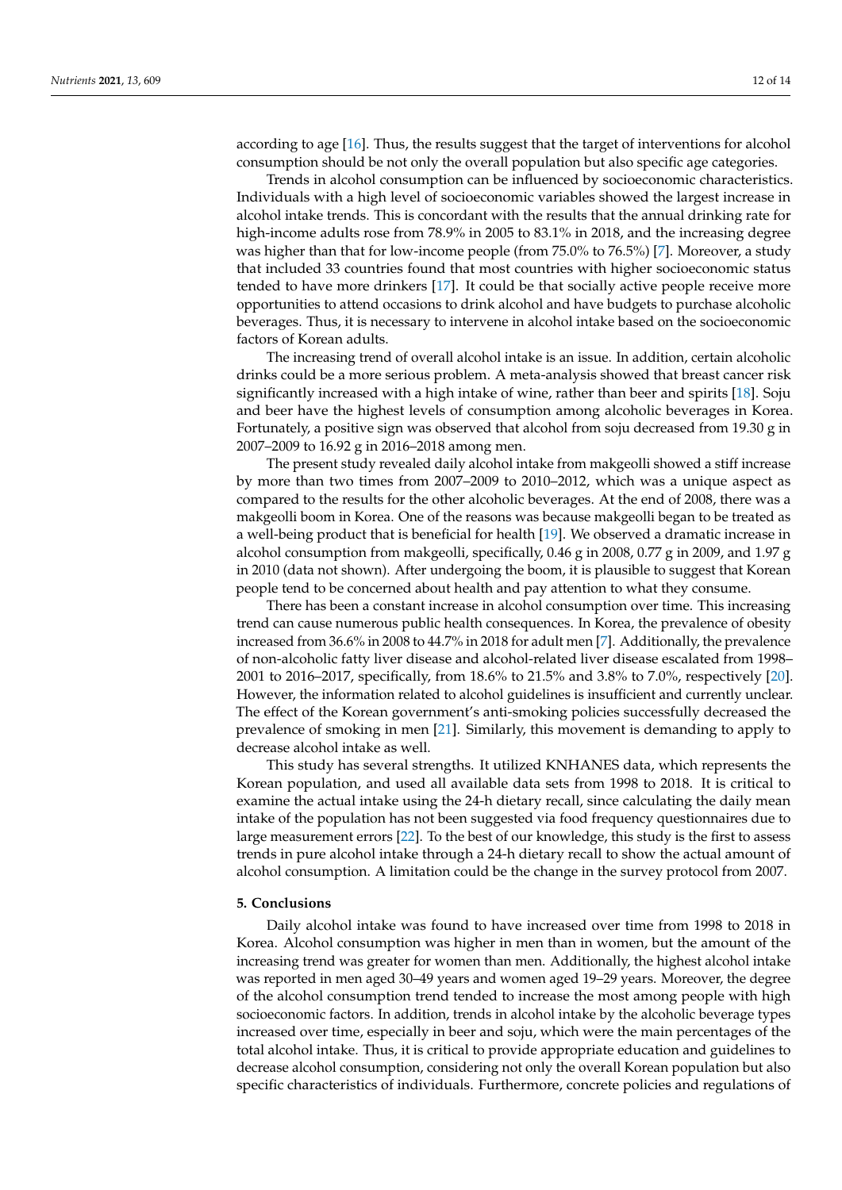according to age [16]. Thus, the results suggest that the target of interventions for alcohol consumption should be not only the overall population but also specific age categories.

Trends in alcohol consumption can be influenced by socioeconomic characteristics. Individuals with a high level of socioeconomic variables showed the largest increase in alcohol intake trends. This is concordant with the results that the annual drinking rate for high-income adults rose from 78.9% in 2005 to 83.1% in 2018, and the increasing degree was higher than that for low-income people (from 75.0% to 76.5%) [7]. Moreover, a study that included 33 countries found that most countries with higher socioeconomic status tended to have more drinkers [17]. It could be that socially active people receive more opportunities to attend occasions to drink alcohol and have budgets to purchase alcoholic beverages. Thus, it is necessary to intervene in alcohol intake based on the socioeconomic factors of Korean adults.

The increasing trend of overall alcohol intake is an issue. In addition, certain alcoholic drinks could be a more serious problem. A meta-analysis showed that breast cancer risk significantly increased with a high intake of wine, rather than beer and spirits [18]. Soju and beer have the highest levels of consumption among alcoholic beverages in Korea. Fortunately, a positive sign was observed that alcohol from soju decreased from 19.30 g in 2007–2009 to 16.92 g in 2016–2018 among men.

The present study revealed daily alcohol intake from makgeolli showed a stiff increase by more than two times from 2007–2009 to 2010–2012, which was a unique aspect as compared to the results for the other alcoholic beverages. At the end of 2008, there was a makgeolli boom in Korea. One of the reasons was because makgeolli began to be treated as a well-being product that is beneficial for health [19]. We observed a dramatic increase in alcohol consumption from makgeolli, specifically, 0.46 g in 2008, 0.77 g in 2009, and 1.97 g in 2010 (data not shown). After undergoing the boom, it is plausible to suggest that Korean people tend to be concerned about health and pay attention to what they consume.

There has been a constant increase in alcohol consumption over time. This increasing trend can cause numerous public health consequences. In Korea, the prevalence of obesity increased from 36.6% in 2008 to 44.7% in 2018 for adult men [7]. Additionally, the prevalence of non-alcoholic fatty liver disease and alcohol-related liver disease escalated from 1998–2001 to 2016–2017, specifically, from 18.6% to 21.5% and 3.8% to 7.0%, respectively [20]. However, the information related to alcohol guidelines is insufficient and currently unclear. The effect of the Korean government's anti-smoking policies successfully decreased the prevalence of smoking in men [21]. Similarly, this movement is demanding to apply to decrease alcohol intake as well.

This study has several strengths. It utilized KNHANES data, which represents the Korean population, and used all available data sets from 1998 to 2018. It is critical to examine the actual intake using the 24-h dietary recall, since calculating the daily mean intake of the population has not been suggested via food frequency questionnaires due to large measurement errors [22]. To the best of our knowledge, this study is the first to assess trends in pure alcohol intake through a 24-h dietary recall to show the actual amount of alcohol consumption. A limitation could be the change in the survey protocol from 2007.

## 5. Conclusions

Daily alcohol intake was found to have increased over time from 1998 to 2018 in Korea. Alcohol consumption was higher in men than in women, but the amount of the increasing trend was greater for women than men. Additionally, the highest alcohol intake was reported in men aged 30–49 years and women aged 19–29 years. Moreover, the degree of the alcohol consumption trend tended to increase the most among people with high socioeconomic factors. In addition, trends in alcohol intake by the alcoholic beverage types increased over time, especially in beer and soju, which were the main percentages of the total alcohol intake. Thus, it is critical to provide appropriate education and guidelines to decrease alcohol consumption, considering not only the overall Korean population but also specific characteristics of individuals. Furthermore, concrete policies and regulations of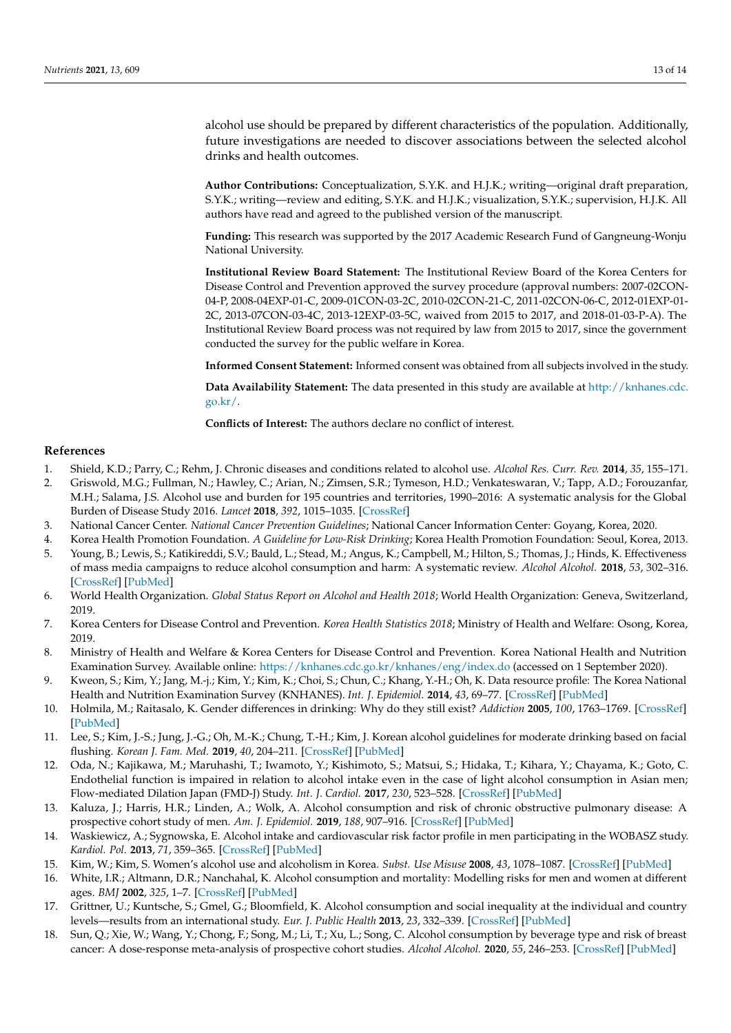alcohol use should be prepared by different characteristics of the population. Additionally, future investigations are needed to discover associations between the selected alcohol drinks and health outcomes.

**Author Contributions:** Conceptualization, S.Y.K. and H.J.K.; writing—original draft preparation, S.Y.K.; writing—review and editing, S.Y.K. and H.J.K.; visualization, S.Y.K.; supervision, H.J.K. All authors have read and agreed to the published version of the manuscript.

**Funding:** This research was supported by the 2017 Academic Research Fund of Gangneung-Wonju National University.

**Institutional Review Board Statement:** The Institutional Review Board of the Korea Centers for Disease Control and Prevention approved the survey procedure (approval numbers: 2007-02CON-04-P, 2008-04EXP-01-C, 2009-01CON-03-2C, 2010-02CON-21-C, 2011-02CON-06-C, 2012-01EXP-01-2C, 2013-07CON-03-4C, 2013-12EXP-03-5C, waived from 2015 to 2017, and 2018-01-03-P-A). The Institutional Review Board process was not required by law from 2015 to 2017, since the government conducted the survey for the public welfare in Korea.

**Informed Consent Statement:** Informed consent was obtained from all subjects involved in the study.

**Data Availability Statement:** The data presented in this study are available at http://knhanes.cdc.go.kr/.

**Conflicts of Interest:** The authors declare no conflict of interest.

## References

1. Shield, K.D.; Parry, C.; Rehm, J. Chronic diseases and conditions related to alcohol use. *Alcohol Res. Curr. Rev.* **2014**, *35*, 155–171.
2. Griswold, M.G.; Fullman, N.; Hawley, C.; Arian, N.; Zimsen, S.R.; Tymeson, H.D.; Venkateswaran, V.; Tapp, A.D.; Forouzanfar, M.H.; Salama, J.S. Alcohol use and burden for 195 countries and territories, 1990–2016: A systematic analysis for the Global Burden of Disease Study 2016. *Lancet* **2018**, *392*, 1015–1035. [CrossRef]
3. National Cancer Center. *National Cancer Prevention Guidelines*; National Cancer Information Center: Goyang, Korea, 2020.
4. Korea Health Promotion Foundation. *A Guideline for Low-Risk Drinking*; Korea Health Promotion Foundation: Seoul, Korea, 2013.
5. Young, B.; Lewis, S.; Katikireddi, S.V.; Bauld, L.; Stead, M.; Angus, K.; Campbell, M.; Hilton, S.; Thomas, J.; Hinds, K. Effectiveness of mass media campaigns to reduce alcohol consumption and harm: A systematic review. *Alcohol Alcohol.* **2018**, *53*, 302–316. [CrossRef] [PubMed]
6. World Health Organization. *Global Status Report on Alcohol and Health 2018*; World Health Organization: Geneva, Switzerland, 2019.
7. Korea Centers for Disease Control and Prevention. *Korea Health Statistics 2018*; Ministry of Health and Welfare: Osong, Korea, 2019.
8. Ministry of Health and Welfare & Korea Centers for Disease Control and Prevention. Korea National Health and Nutrition Examination Survey. Available online: https://knhanes.cdc.go.kr/knhanes/eng/index.do (accessed on 1 September 2020).
9. Kweon, S.; Kim, Y.; Jang, M.-j.; Kim, Y.; Kim, K.; Choi, S.; Chun, C.; Khang, Y.-H.; Oh, K. Data resource profile: The Korea National Health and Nutrition Examination Survey (KNHANES). *Int. J. Epidemiol.* **2014**, *43*, 69–77. [CrossRef] [PubMed]
10. Holmila, M.; Raitasalo, K. Gender differences in drinking: Why do they still exist? *Addiction* **2005**, *100*, 1763–1769. [CrossRef] [PubMed]
11. Lee, S.; Kim, J.-S.; Jung, J.-G.; Oh, M.-K.; Chung, T.-H.; Kim, J. Korean alcohol guidelines for moderate drinking based on facial flushing. *Korean J. Fam. Med.* **2019**, *40*, 204–211. [CrossRef] [PubMed]
12. Oda, N.; Kajikawa, M.; Maruhashi, T.; Iwamoto, Y.; Kishimoto, S.; Matsui, S.; Hidaka, T.; Kihara, Y.; Chayama, K.; Goto, C. Endothelial function is impaired in relation to alcohol intake even in the case of light alcohol consumption in Asian men; Flow-mediated Dilation Japan (FMD-J) Study. *Int. J. Cardiol.* **2017**, *230*, 523–528. [CrossRef] [PubMed]
13. Kaluza, J.; Harris, H.R.; Linden, A.; Wolk, A. Alcohol consumption and risk of chronic obstructive pulmonary disease: A prospective cohort study of men. *Am. J. Epidemiol.* **2019**, *188*, 907–916. [CrossRef] [PubMed]
14. Waskiewicz, A.; Sygnowska, E. Alcohol intake and cardiovascular risk factor profile in men participating in the WOBASZ study. *Kardiol. Pol.* **2013**, *71*, 359–365. [CrossRef] [PubMed]
15. Kim, W.; Kim, S. Women's alcohol use and alcoholism in Korea. *Subst. Use Misuse* **2008**, *43*, 1078–1087. [CrossRef] [PubMed]
16. White, I.R.; Altmann, D.R.; Nanchahal, K. Alcohol consumption and mortality: Modelling risks for men and women at different ages. *BMJ* **2002**, *325*, 1–7. [CrossRef] [PubMed]
17. Grittner, U.; Kuntsche, S.; Gmel, G.; Bloomfield, K. Alcohol consumption and social inequality at the individual and country levels—results from an international study. *Eur. J. Public Health* **2013**, *23*, 332–339. [CrossRef] [PubMed]
18. Sun, Q.; Xie, W.; Wang, Y.; Chong, F.; Song, M.; Li, T.; Xu, L.; Song, C. Alcohol consumption by beverage type and risk of breast cancer: A dose-response meta-analysis of prospective cohort studies. *Alcohol Alcohol.* **2020**, *55*, 246–253. [CrossRef] [PubMed]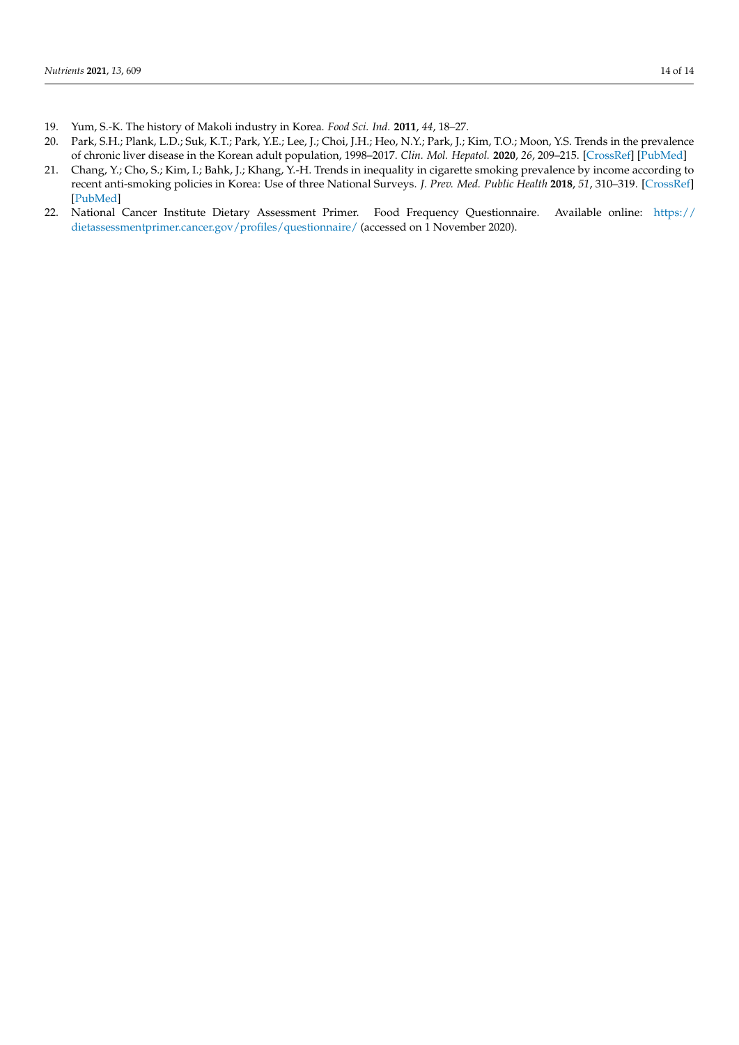19. Yum, S.-K. The history of Makoli industry in Korea. *Food Sci. Ind.* **2011**, *44*, 18–27.
20. Park, S.H.; Plank, L.D.; Suk, K.T.; Park, Y.E.; Lee, J.; Choi, J.H.; Heo, N.Y.; Park, J.; Kim, T.O.; Moon, Y.S. Trends in the prevalence of chronic liver disease in the Korean adult population, 1998–2017. *Clin. Mol. Hepatol.* **2020**, *26*, 209–215. [CrossRef] [PubMed]
21. Chang, Y.; Cho, S.; Kim, I.; Bahk, J.; Khang, Y.-H. Trends in inequality in cigarette smoking prevalence by income according to recent anti-smoking policies in Korea: Use of three National Surveys. *J. Prev. Med. Public Health* **2018**, *51*, 310–319. [CrossRef] [PubMed]
22. National Cancer Institute Dietary Assessment Primer. Food Frequency Questionnaire. Available online: https://dietassessmentprimer.cancer.gov/profiles/questionnaire/ (accessed on 1 November 2020).